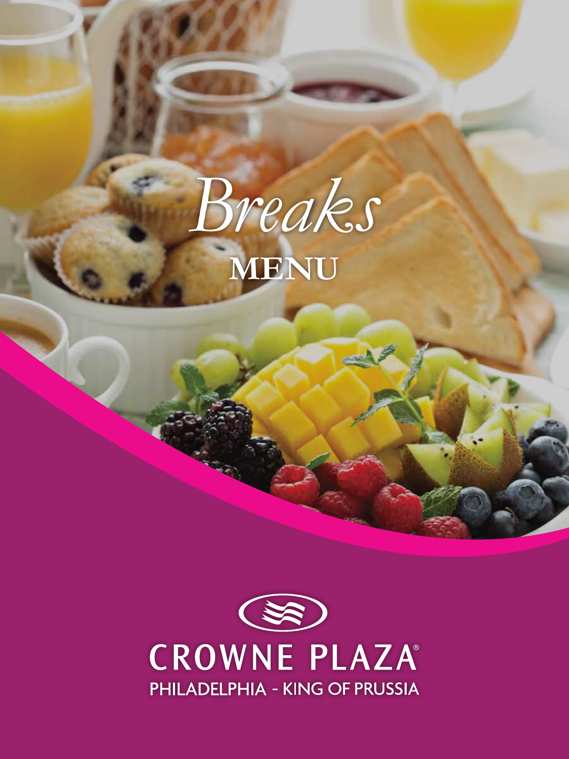# *Breaks*

## MENU

CROWNE PLAZA®

PHILADELPHIA - KING OF PRUSSIA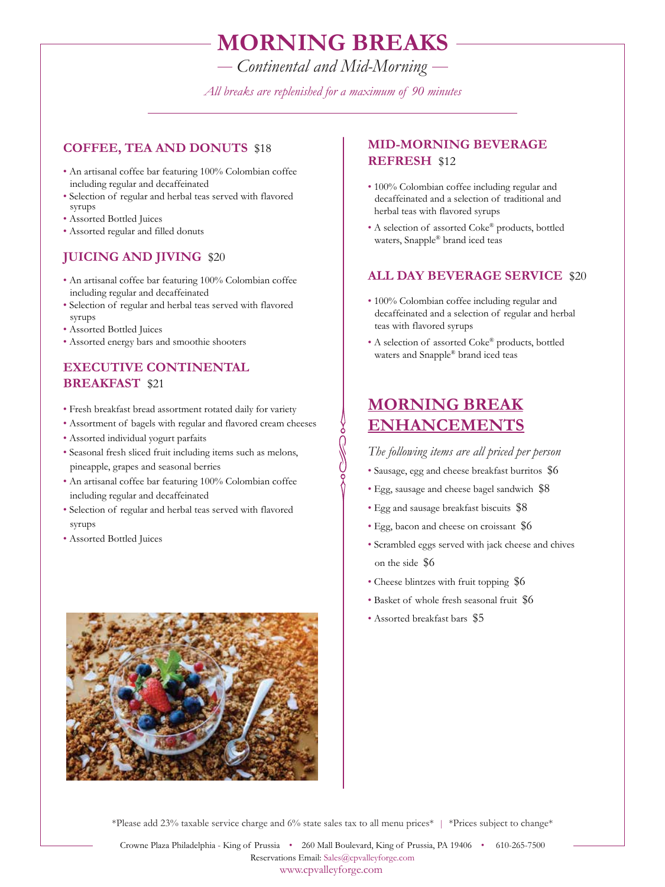# MORNING BREAKS

*— Continental and Mid-Morning —*

*All breaks are replenished for a maximum of 90 minutes*

## COFFEE, TEA AND DONUTS $18

- An artisanal coffee bar featuring 100% Colombian coffee including regular and decaffeinated
- Selection of regular and herbal teas served with flavored syrups
- Assorted Bottled Juices
- Assorted regular and filled donuts

## JUICING AND JIVING $20

- An artisanal coffee bar featuring 100% Colombian coffee including regular and decaffeinated
- Selection of regular and herbal teas served with flavored syrups
- Assorted Bottled Juices
- Assorted energy bars and smoothie shooters

## EXECUTIVE CONTINENTAL BREAKFAST $21

- Fresh breakfast bread assortment rotated daily for variety
- Assortment of bagels with regular and flavored cream cheeses
- Assorted individual yogurt parfaits
- Seasonal fresh sliced fruit including items such as melons, pineapple, grapes and seasonal berries
- An artisanal coffee bar featuring 100% Colombian coffee including regular and decaffeinated
- Selection of regular and herbal teas served with flavored syrups
- Assorted Bottled Juices

## MID-MORNING BEVERAGE REFRESH $12

- 100% Colombian coffee including regular and decaffeinated and a selection of traditional and herbal teas with flavored syrups
- A selection of assorted Coke® products, bottled waters, Snapple® brand iced teas

## ALL DAY BEVERAGE SERVICE $20

- 100% Colombian coffee including regular and decaffeinated and a selection of regular and herbal teas with flavored syrups
- A selection of assorted Coke® products, bottled waters and Snapple® brand iced teas

## MORNING BREAK ENHANCEMENTS

*The following items are all priced per person*

- Sausage, egg and cheese breakfast burritos $6
- Egg, sausage and cheese bagel sandwich $8
- Egg and sausage breakfast biscuits $8
- Egg, bacon and cheese on croissant $6
- Scrambled eggs served with jack cheese and chives on the side $6
- Cheese blintzes with fruit topping $6
- Basket of whole fresh seasonal fruit $6
- Assorted breakfast bars $5

*Please add 23% taxable service charge and 6% state sales tax to all menu prices* | *Prices subject to change*

Crowne Plaza Philadelphia - King of Prussia • 260 Mall Boulevard, King of Prussia, PA 19406 • 610-265-7500
Reservations Email: Sales@cpvalleyforge.com
www.cpvalleyforge.com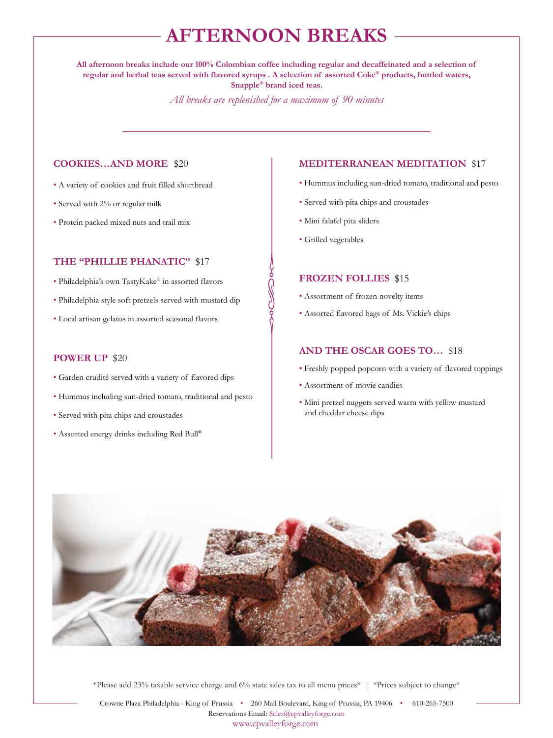# AFTERNOON BREAKS

**All afternoon breaks include our 100% Colombian coffee including regular and decaffeinated and a selection of regular and herbal teas served with flavored syrups . A selection of assorted Coke® products, bottled waters, Snapple® brand iced teas.**

*All breaks are replenished for a maximum of 90 minutes*

## COOKIES…AND MORE $20

- A variety of cookies and fruit filled shortbread
- Served with 2% or regular milk
- Protein packed mixed nuts and trail mix

## THE "PHILLIE PHANATIC" $17

- Philadelphia's own TastyKake® in assorted flavors
- Philadelphia style soft pretzels served with mustard dip
- Local artisan gelatos in assorted seasonal flavors

## POWER UP $20

- Garden crudité served with a variety of flavored dips
- Hummus including sun-dried tomato, traditional and pesto
- Served with pita chips and croustades
- Assorted energy drinks including Red Bull®

## MEDITERRANEAN MEDITATION $17

- Hummus including sun-dried tomato, traditional and pesto
- Served with pita chips and croustades
- Mini falafel pita sliders
- Grilled vegetables

## FROZEN FOLLIES $15

- Assortment of frozen novelty items
- Assorted flavored bags of Ms. Vickie's chips

## AND THE OSCAR GOES TO… $18

- Freshly popped popcorn with a variety of flavored toppings
- Assortment of movie candies
- Mini pretzel nuggets served warm with yellow mustard and cheddar cheese dips

*Please add 23% taxable service charge and 6% state sales tax to all menu prices* | *Prices subject to change*

Crowne Plaza Philadelphia - King of Prussia • 260 Mall Boulevard, King of Prussia, PA 19406 • 610-265-7500
Reservations Email: Sales@cpvalleyforge.com
www.cpvalleyforge.com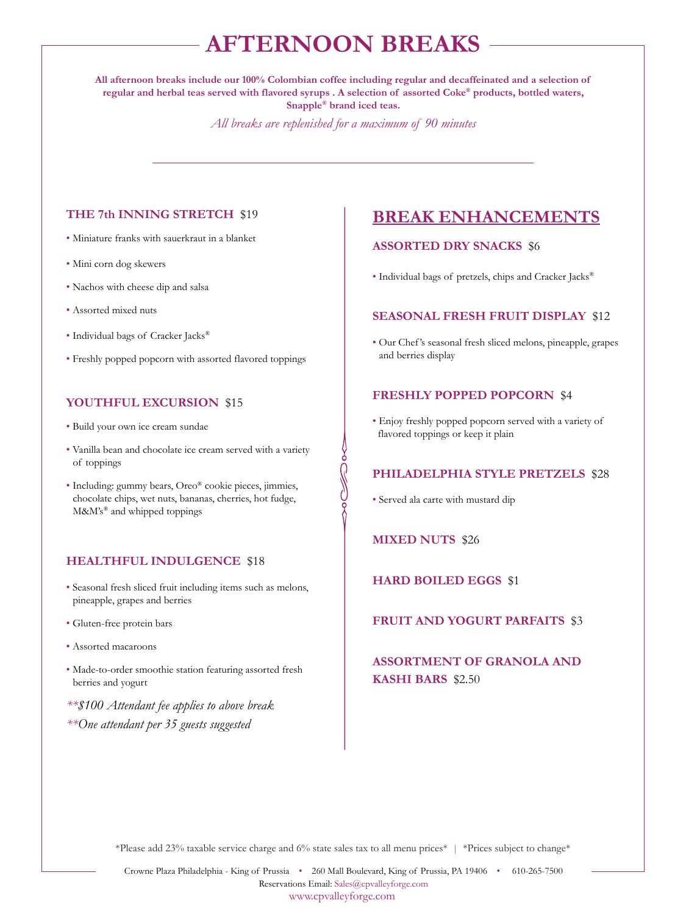# AFTERNOON BREAKS

**All afternoon breaks include our 100% Colombian coffee including regular and decaffeinated and a selection of regular and herbal teas served with flavored syrups . A selection of assorted Coke® products, bottled waters, Snapple® brand iced teas.**

*All breaks are replenished for a maximum of 90 minutes*

---

### THE 7th INNING STRETCH $19

- Miniature franks with sauerkraut in a blanket
- Mini corn dog skewers
- Nachos with cheese dip and salsa
- Assorted mixed nuts
- Individual bags of Cracker Jacks®
- Freshly popped popcorn with assorted flavored toppings

### YOUTHFUL EXCURSION $15

- Build your own ice cream sundae
- Vanilla bean and chocolate ice cream served with a variety of toppings
- Including: gummy bears, Oreo® cookie pieces, jimmies, chocolate chips, wet nuts, bananas, cherries, hot fudge, M&M's® and whipped toppings

### HEALTHFUL INDULGENCE $18

- Seasonal fresh sliced fruit including items such as melons, pineapple, grapes and berries
- Gluten-free protein bars
- Assorted macaroons
- Made-to-order smoothie station featuring assorted fresh berries and yogurt

*\*\*$100 Attendant fee applies to above break*
*\*\*One attendant per 35 guests suggested*

## BREAK ENHANCEMENTS

### ASSORTED DRY SNACKS $6

- Individual bags of pretzels, chips and Cracker Jacks®

### SEASONAL FRESH FRUIT DISPLAY $12

- Our Chef's seasonal fresh sliced melons, pineapple, grapes and berries display

### FRESHLY POPPED POPCORN $4

- Enjoy freshly popped popcorn served with a variety of flavored toppings or keep it plain

### PHILADELPHIA STYLE PRETZELS $28

- Served ala carte with mustard dip

### MIXED NUTS $26

### HARD BOILED EGGS $1

### FRUIT AND YOGURT PARFAITS $3

### ASSORTMENT OF GRANOLA AND KASHI BARS $2.50

*Please add 23% taxable service charge and 6% state sales tax to all menu prices* | *Prices subject to change*

Crowne Plaza Philadelphia - King of Prussia • 260 Mall Boulevard, King of Prussia, PA 19406 • 610-265-7500
Reservations Email: Sales@cpvalleyforge.com
www.cpvalleyforge.com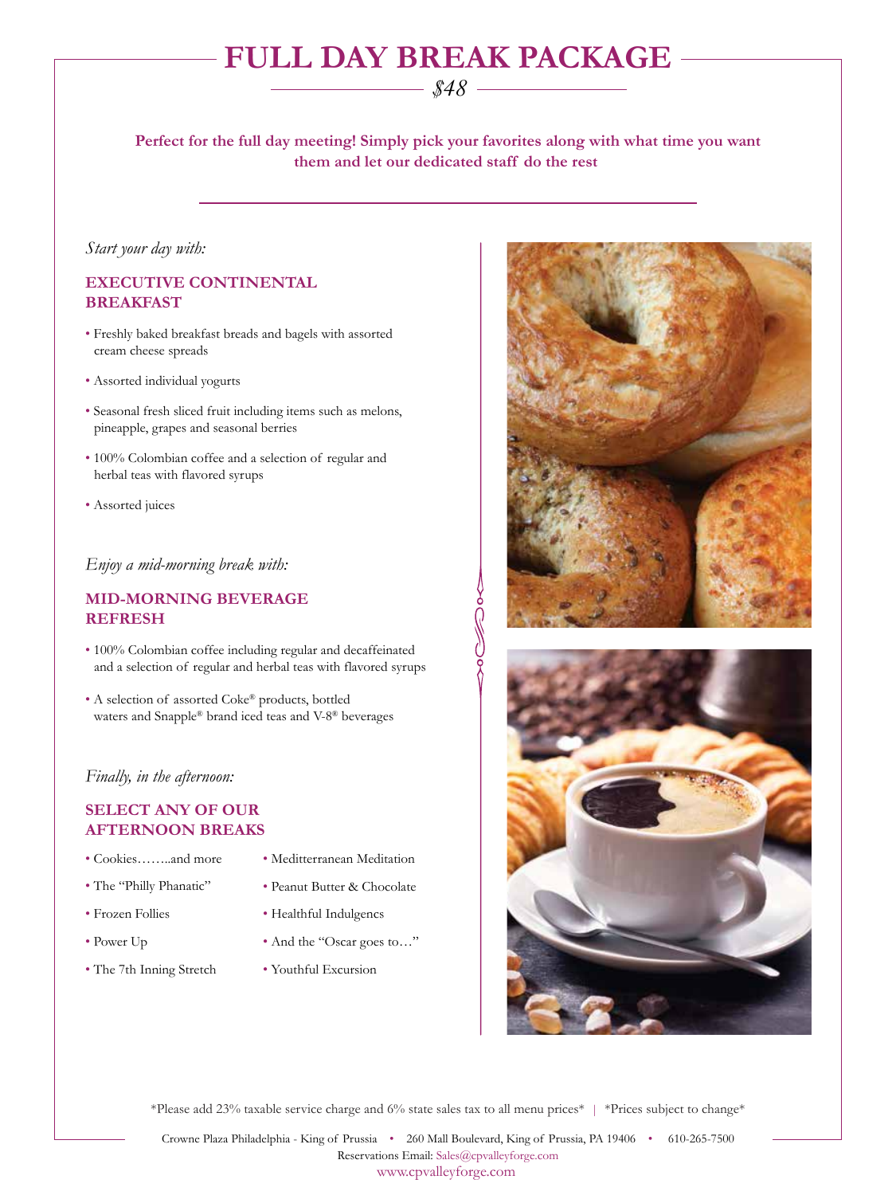# FULL DAY BREAK PACKAGE

*$48*

**Perfect for the full day meeting! Simply pick your favorites along with what time you want them and let our dedicated staff do the rest**

*Start your day with:*

## EXECUTIVE CONTINENTAL BREAKFAST

- Freshly baked breakfast breads and bagels with assorted cream cheese spreads
- Assorted individual yogurts
- Seasonal fresh sliced fruit including items such as melons, pineapple, grapes and seasonal berries
- 100% Colombian coffee and a selection of regular and herbal teas with flavored syrups
- Assorted juices

*Enjoy a mid-morning break with:*

## MID-MORNING BEVERAGE REFRESH

- 100% Colombian coffee including regular and decaffeinated and a selection of regular and herbal teas with flavored syrups
- A selection of assorted Coke® products, bottled waters and Snapple® brand iced teas and V-8® beverages

*Finally, in the afternoon:*

## SELECT ANY OF OUR AFTERNOON BREAKS

- Cookies……..and more
- The "Philly Phanatic"
- Frozen Follies
- Power Up
- The 7th Inning Stretch
- Meditterranean Meditation
- Peanut Butter & Chocolate
- Healthful Indulgencs
- And the "Oscar goes to…"
- Youthful Excursion

*Please add 23% taxable service charge and 6% state sales tax to all menu prices* | *Prices subject to change*

Crowne Plaza Philadelphia - King of Prussia • 260 Mall Boulevard, King of Prussia, PA 19406 • 610-265-7500
Reservations Email: Sales@cpvalleyforge.com
www.cpvalleyforge.com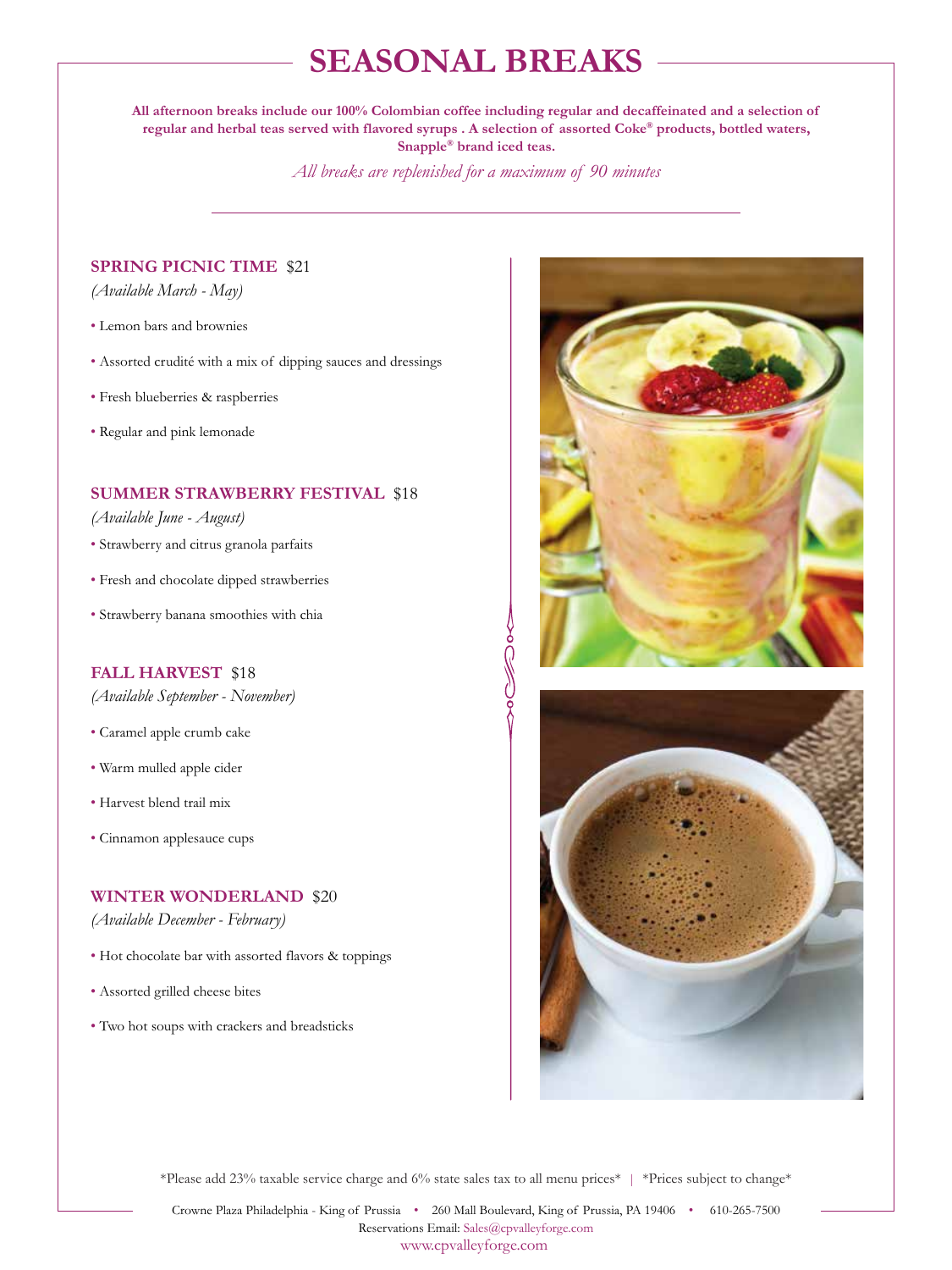# SEASONAL BREAKS

**All afternoon breaks include our 100% Colombian coffee including regular and decaffeinated and a selection of regular and herbal teas served with flavored syrups . A selection of assorted Coke® products, bottled waters, Snapple® brand iced teas.**

*All breaks are replenished for a maximum of 90 minutes*

### SPRING PICNIC TIME $21

*(Available March - May)*

- Lemon bars and brownies
- Assorted crudité with a mix of dipping sauces and dressings
- Fresh blueberries & raspberries
- Regular and pink lemonade

### SUMMER STRAWBERRY FESTIVAL $18

*(Available June - August)*

- Strawberry and citrus granola parfaits
- Fresh and chocolate dipped strawberries
- Strawberry banana smoothies with chia

### FALL HARVEST $18

*(Available September - November)*

- Caramel apple crumb cake
- Warm mulled apple cider
- Harvest blend trail mix
- Cinnamon applesauce cups

### WINTER WONDERLAND $20

*(Available December - February)*

- Hot chocolate bar with assorted flavors & toppings
- Assorted grilled cheese bites
- Two hot soups with crackers and breadsticks

*Please add 23% taxable service charge and 6% state sales tax to all menu prices* | *Prices subject to change*

Crowne Plaza Philadelphia - King of Prussia • 260 Mall Boulevard, King of Prussia, PA 19406 • 610-265-7500
Reservations Email: Sales@cpvalleyforge.com
www.cpvalleyforge.com